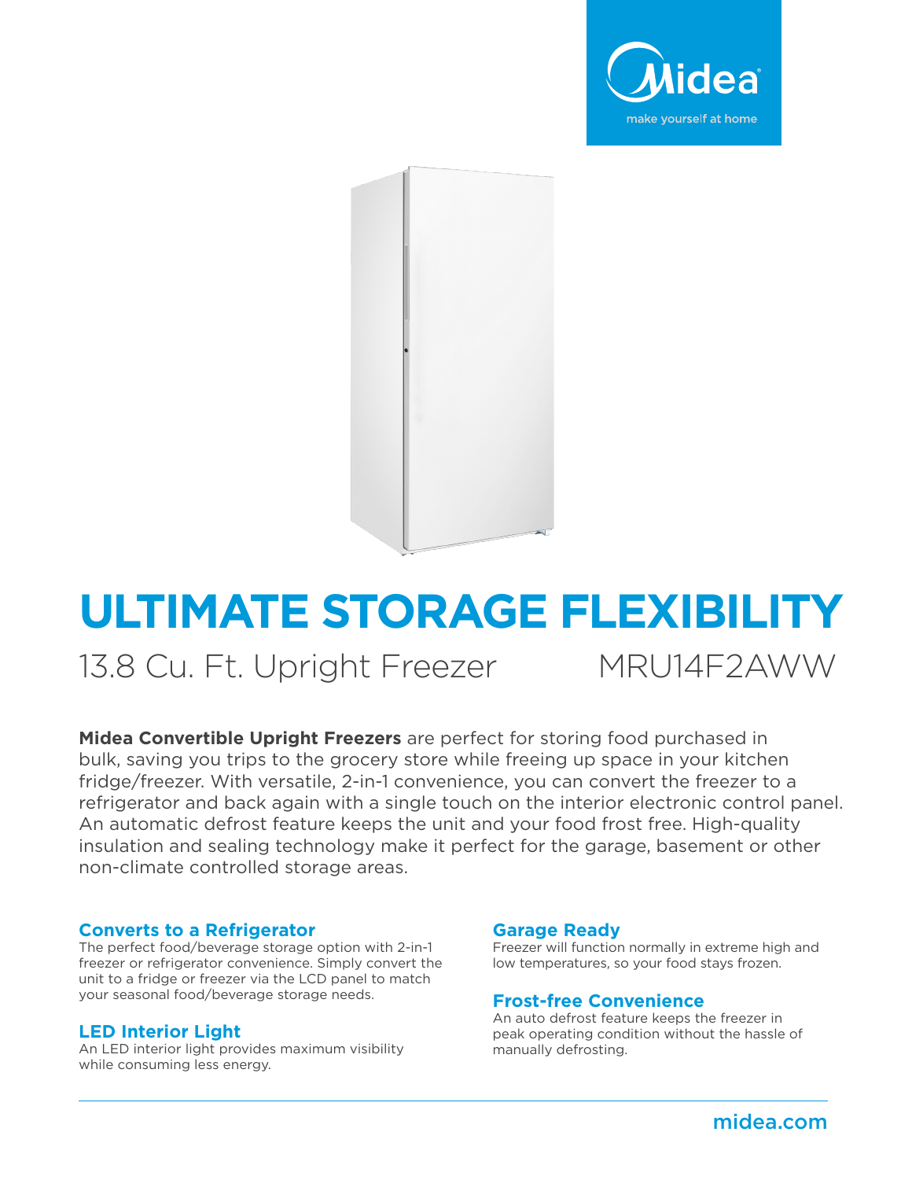Midea

make yourself at home

# ULTIMATE STORAGE FLEXIBILITY

## 13.8 Cu. Ft. Upright Freezer MRU14F2AWW

**Midea Convertible Upright Freezers** are perfect for storing food purchased in bulk, saving you trips to the grocery store while freeing up space in your kitchen fridge/freezer. With versatile, 2-in-1 convenience, you can convert the freezer to a refrigerator and back again with a single touch on the interior electronic control panel. An automatic defrost feature keeps the unit and your food frost free. High-quality insulation and sealing technology make it perfect for the garage, basement or other non-climate controlled storage areas.

### Converts to a Refrigerator

The perfect food/beverage storage option with 2-in-1 freezer or refrigerator convenience. Simply convert the unit to a fridge or freezer via the LCD panel to match your seasonal food/beverage storage needs.

### LED Interior Light

An LED interior light provides maximum visibility while consuming less energy.

### Garage Ready

Freezer will function normally in extreme high and low temperatures, so your food stays frozen.

### Frost-free Convenience

An auto defrost feature keeps the freezer in peak operating condition without the hassle of manually defrosting.

midea.com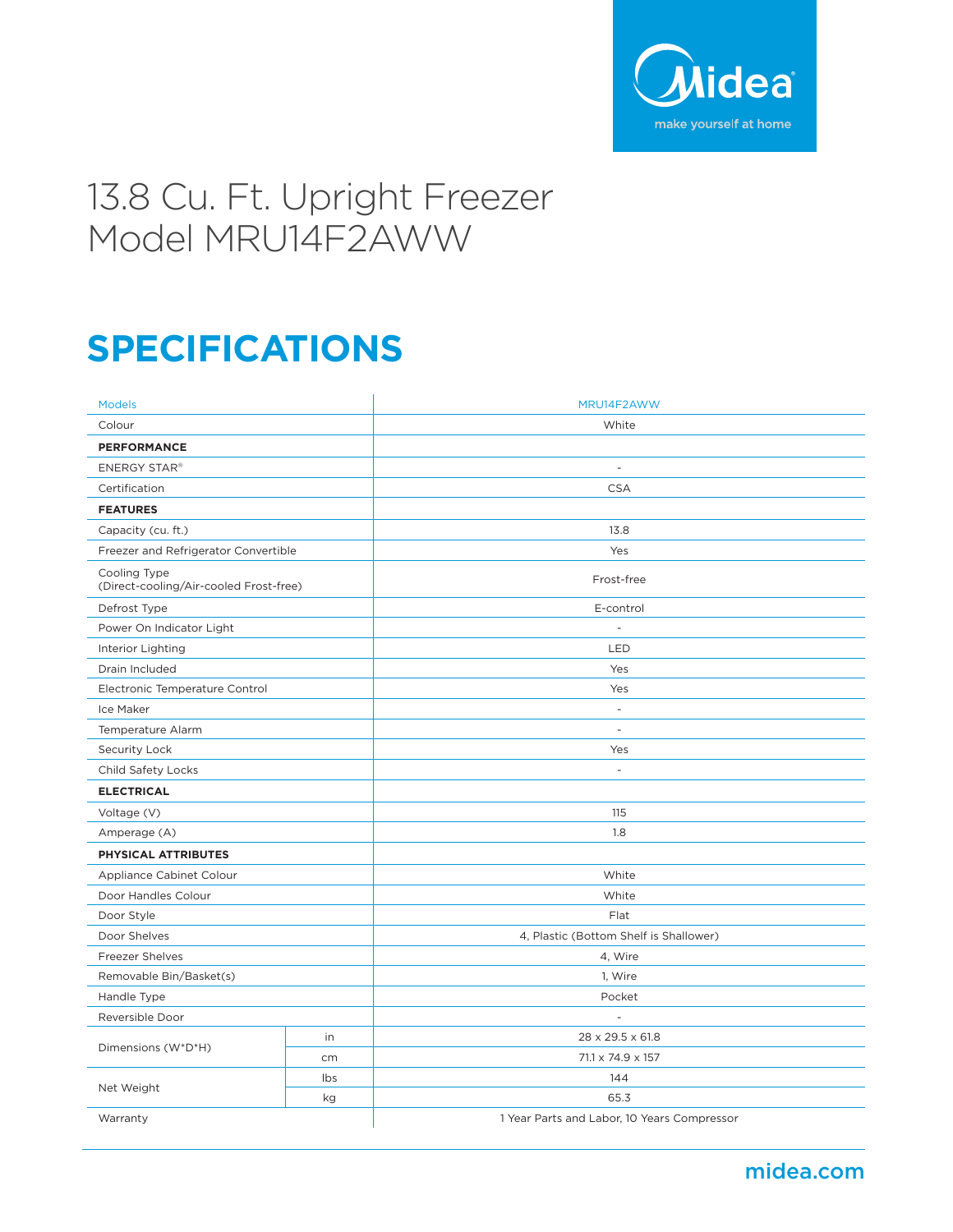# 13.8 Cu. Ft. Upright Freezer
# Model MRU14F2AWW

## SPECIFICATIONS

| Models | | MRU14F2AWW |
|---|---|---|
| Colour | | White |
| **PERFORMANCE** | | |
| ENERGY STAR® | | - |
| Certification | | CSA |
| **FEATURES** | | |
| Capacity (cu. ft.) | | 13.8 |
| Freezer and Refrigerator Convertible | | Yes |
| Cooling Type (Direct-cooling/Air-cooled Frost-free) | | Frost-free |
| Defrost Type | | E-control |
| Power On Indicator Light | | - |
| Interior Lighting | | LED |
| Drain Included | | Yes |
| Electronic Temperature Control | | Yes |
| Ice Maker | | - |
| Temperature Alarm | | - |
| Security Lock | | Yes |
| Child Safety Locks | | - |
| **ELECTRICAL** | | |
| Voltage (V) | | 115 |
| Amperage (A) | | 1.8 |
| **PHYSICAL ATTRIBUTES** | | |
| Appliance Cabinet Colour | | White |
| Door Handles Colour | | White |
| Door Style | | Flat |
| Door Shelves | | 4, Plastic (Bottom Shelf is Shallower) |
| Freezer Shelves | | 4, Wire |
| Removable Bin/Basket(s) | | 1, Wire |
| Handle Type | | Pocket |
| Reversible Door | | - |
| Dimensions (W*D*H) | in | 28 x 29.5 x 61.8 |
| | cm | 71.1 x 74.9 x 157 |
| Net Weight | lbs | 144 |
| | kg | 65.3 |
| Warranty | | 1 Year Parts and Labor, 10 Years Compressor |

midea.com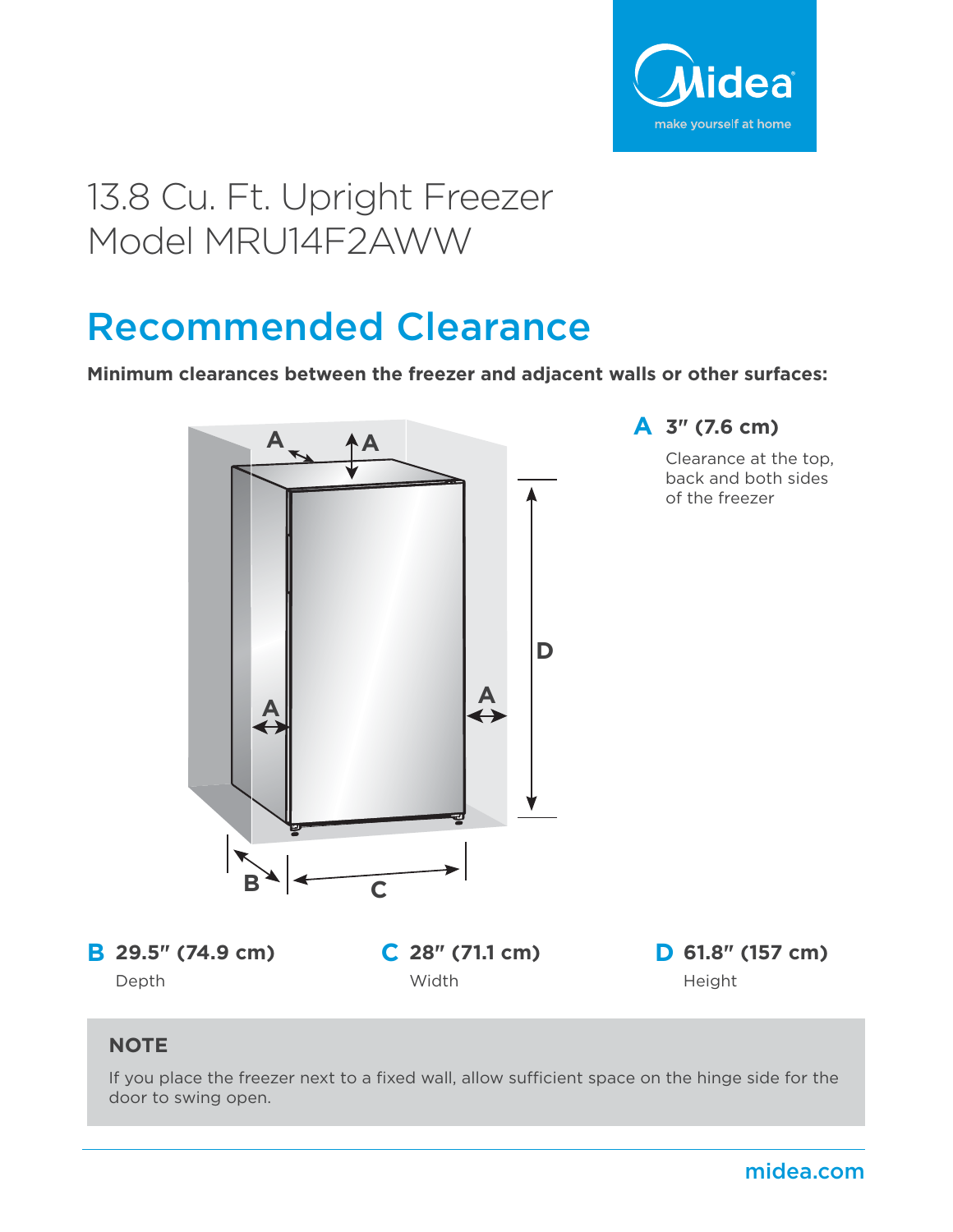Midea
make yourself at home

# 13.8 Cu. Ft. Upright Freezer Model MRU14F2AWW

## Recommended Clearance

**Minimum clearances between the freezer and adjacent walls or other surfaces:**

**A 3″ (7.6 cm)**

Clearance at the top, back and both sides of the freezer

**B 29.5″ (74.9 cm)**

Depth

**C 28″ (71.1 cm)**

Width

**D 61.8″ (157 cm)**

Height

**NOTE**

If you place the freezer next to a fixed wall, allow sufficient space on the hinge side for the door to swing open.

midea.com